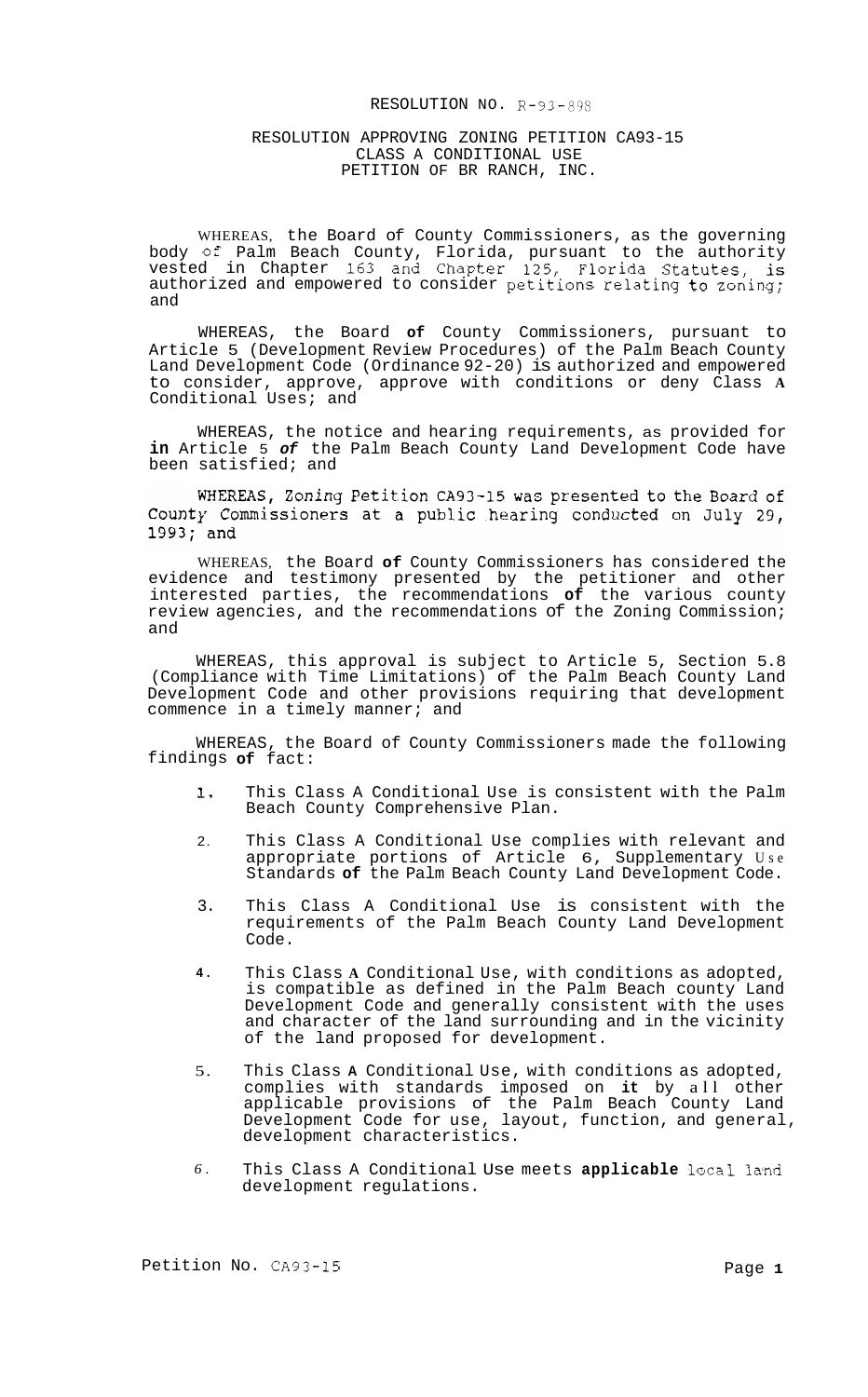RESOLUTION NO. R-93-898

RESOLUTION APPROVING ZONING PETITION CA93-15
CLASS A CONDITIONAL USE
PETITION OF BR RANCH, INC.

WHEREAS, the Board of County Commissioners, as the governing body of Palm Beach County, Florida, pursuant to the authority vested in Chapter 163 and Chapter 125, Florida Statutes, is authorized and empowered to consider petitions relating to zoning; and

WHEREAS, the Board of County Commissioners, pursuant to Article 5 (Development Review Procedures) of the Palm Beach County Land Development Code (Ordinance 92-20) is authorized and empowered to consider, approve, approve with conditions or deny Class A Conditional Uses; and

WHEREAS, the notice and hearing requirements, as provided for in Article 5 of the Palm Beach County Land Development Code have been satisfied; and

WHEREAS, Zoning Petition CA93-15 was presented to the Board of County Commissioners at a public hearing conducted on July 29, 1993; and

WHEREAS, the Board of County Commissioners has considered the evidence and testimony presented by the petitioner and other interested parties, the recommendations of the various county review agencies, and the recommendations of the Zoning Commission; and

WHEREAS, this approval is subject to Article 5, Section 5.8 (Compliance with Time Limitations) of the Palm Beach County Land Development Code and other provisions requiring that development commence in a timely manner; and

WHEREAS, the Board of County Commissioners made the following findings of fact:

1. This Class A Conditional Use is consistent with the Palm Beach County Comprehensive Plan.
2. This Class A Conditional Use complies with relevant and appropriate portions of Article 6, Supplementary Use Standards of the Palm Beach County Land Development Code.
3. This Class A Conditional Use is consistent with the requirements of the Palm Beach County Land Development Code.
4. This Class A Conditional Use, with conditions as adopted, is compatible as defined in the Palm Beach county Land Development Code and generally consistent with the uses and character of the land surrounding and in the vicinity of the land proposed for development.
5. This Class A Conditional Use, with conditions as adopted, complies with standards imposed on it by all other applicable provisions of the Palm Beach County Land Development Code for use, layout, function, and general, development characteristics.
6. This Class A Conditional Use meets applicable local land development regulations.

Petition No. CA93-15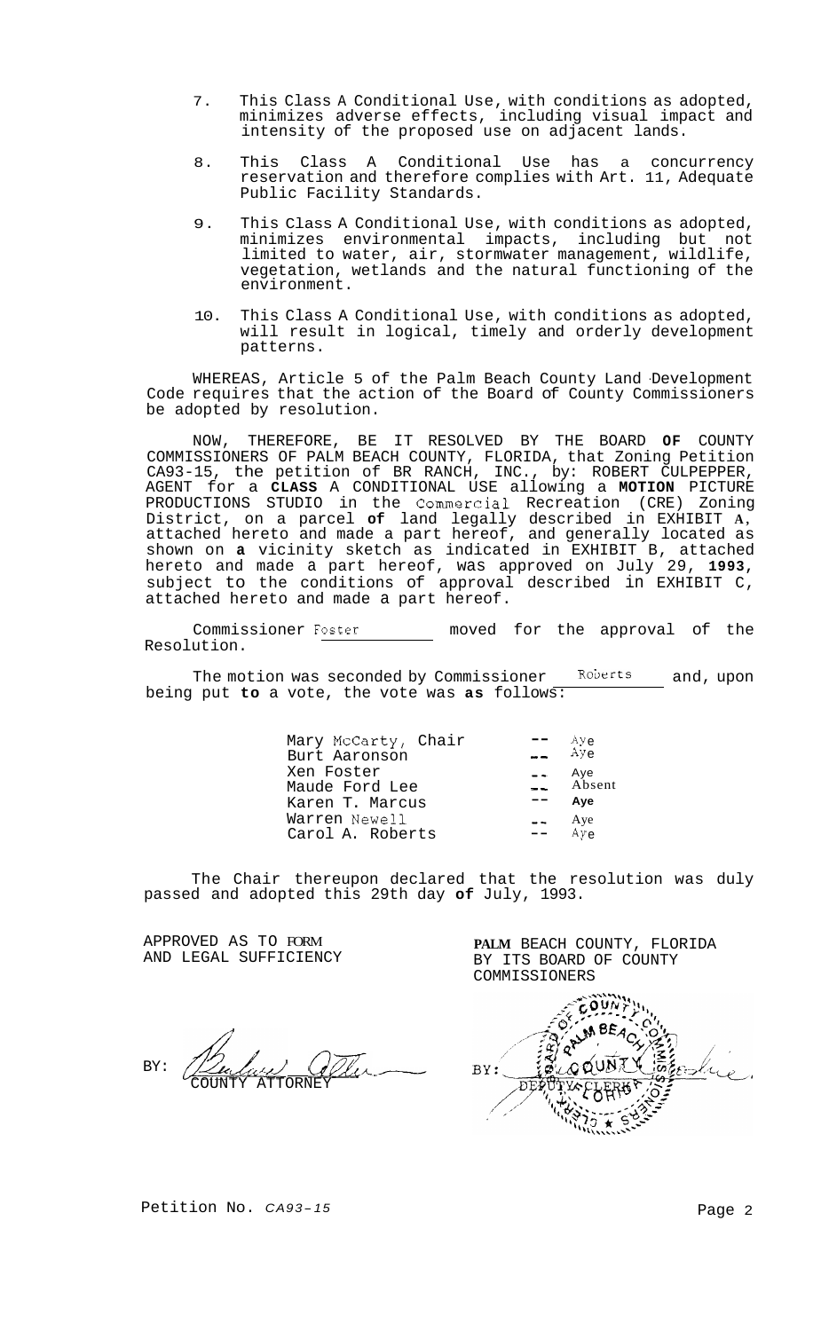7. This Class A Conditional Use, with conditions as adopted, minimizes adverse effects, including visual impact and intensity of the proposed use on adjacent lands.

8. This Class A Conditional Use has a concurrency reservation and therefore complies with Art. 11, Adequate Public Facility Standards.

9. This Class A Conditional Use, with conditions as adopted, minimizes environmental impacts, including but not limited to water, air, stormwater management, wildlife, vegetation, wetlands and the natural functioning of the environment.

10. This Class A Conditional Use, with conditions as adopted, will result in logical, timely and orderly development patterns.

WHEREAS, Article 5 of the Palm Beach County Land Development Code requires that the action of the Board of County Commissioners be adopted by resolution.

NOW, THEREFORE, BE IT RESOLVED BY THE BOARD **OF** COUNTY COMMISSIONERS OF PALM BEACH COUNTY, FLORIDA, that Zoning Petition CA93-15, the petition of BR RANCH, INC., by: ROBERT CULPEPPER, AGENT for a **CLASS** A CONDITIONAL USE allowing a **MOTION** PICTURE PRODUCTIONS STUDIO in the Commercial Recreation (CRE) Zoning District, on a parcel **of** land legally described in EXHIBIT **A**, attached hereto and made a part hereof, and generally located as shown on **a** vicinity sketch as indicated in EXHIBIT B, attached hereto and made a part hereof, was approved on July 29, **1993**, subject to the conditions of approval described in EXHIBIT C, attached hereto and made a part hereof.

Commissioner Foster moved for the approval of the Resolution.

The motion was seconded by Commissioner Roberts and, upon being put **to** a vote, the vote was **as** follows:

| | | |
|---|---|---|
| Mary McCarty, Chair | -- | Aye |
| Burt Aaronson | -- | Aye |
| Ken Foster | -- | Aye |
| Maude Ford Lee | -- | Absent |
| Karen T. Marcus | -- | Aye |
| Warren Newell | -- | Aye |
| Carol A. Roberts | -- | Aye |

The Chair thereupon declared that the resolution was duly passed and adopted this 29th day **of** July, 1993.

APPROVED AS TO FORM AND LEGAL SUFFICIENCY

BY: COUNTY ATTORNEY

PALM BEACH COUNTY, FLORIDA BY ITS BOARD OF COUNTY COMMISSIONERS

BY: DEPUTY CLERK

Petition No. *CA93-15*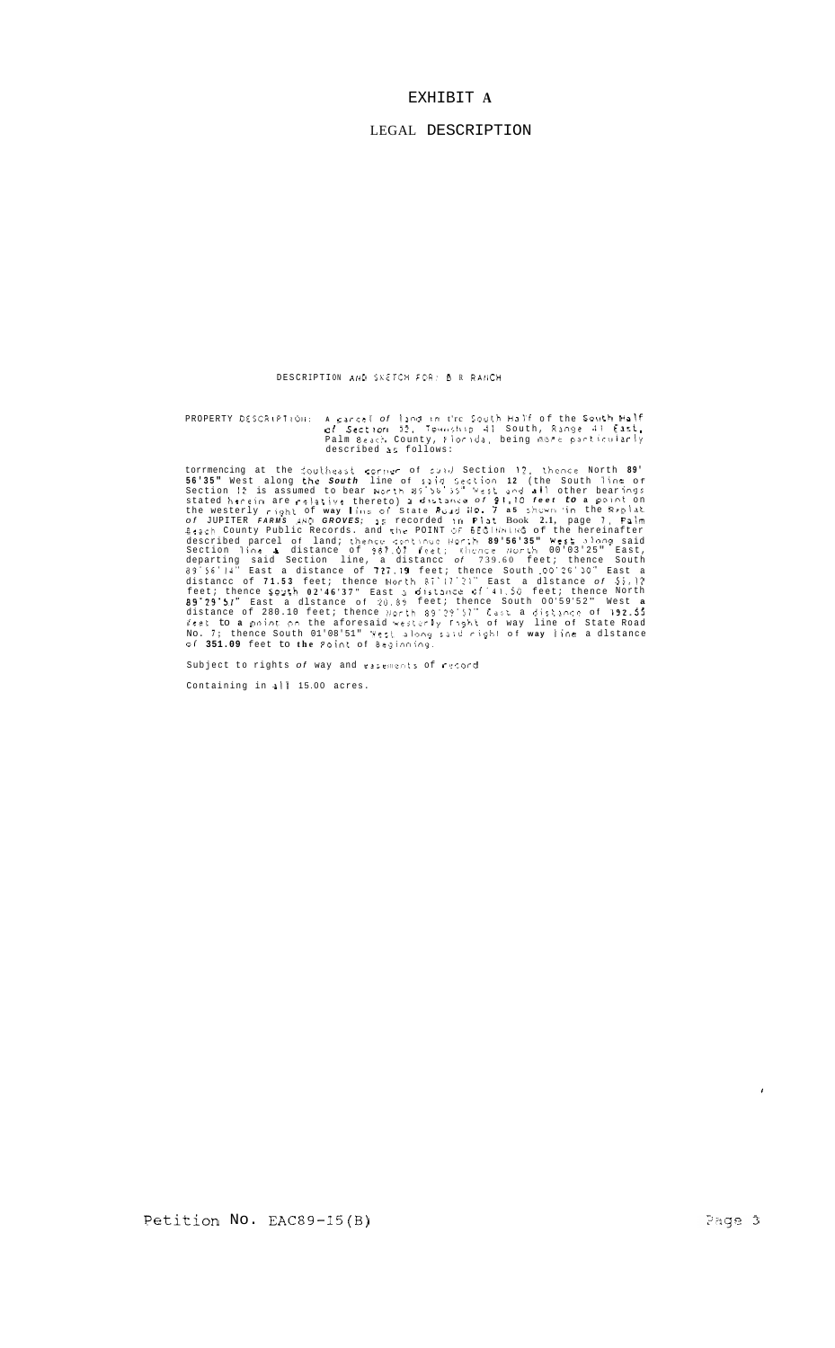# EXHIBIT A

## LEGAL DESCRIPTION

DESCRIPTION AND SKETCH FOR: B R RANCH

PROPERTY DESCRIPTION: A parcel of land in the South Half of the South Half of Section 12, Township 41 South, Range 41 East, Palm Beach County, Florida, being more particularly described as follows:

Commencing at the Southeast corner of said Section 12, thence North 89° 56'35" West along the South line of said Section 12 (the South line of Section 12 is assumed to bear North 89°56'35" West and all other bearings stated herein are relative thereto) a distance of 91.10 feet to a point on the westerly right of way line of State Road No. 7 as shown in the Replat of JUPITER FARMS AND GROVES, as recorded in Plat Book 21, page 7, Palm Beach County Public Records, and the POINT OF BEGINNING of the hereinafter described parcel of land; thence continue North 89°56'35" West along said Section line a distance of 987.07 feet; thence North 00°03'25" East, departing said Section line, a distance of 739.60 feet; thence South 89°56'14" East a distance of 727.19 feet; thence South 00°26'30" East a distance of 71.53 feet; thence North 87°17'21" East a distance of 55.12 feet; thence South 02°46'37" East a distance of 41.50 feet; thence North 89°29'57" East a distance of 20.89 feet; thence South 00°59'52" West a distance of 280.10 feet; thence North 89°29'57" East a distance of 192.55 feet to a point on the aforesaid westerly right of way line of State Road No. 7; thence South 01°08'51" West along said right of way line a distance of 351.09 feet to the Point of Beginning.

Subject to rights of way and easements of record.

Containing in all 15.00 acres.

Petition No. EAC89-15(B)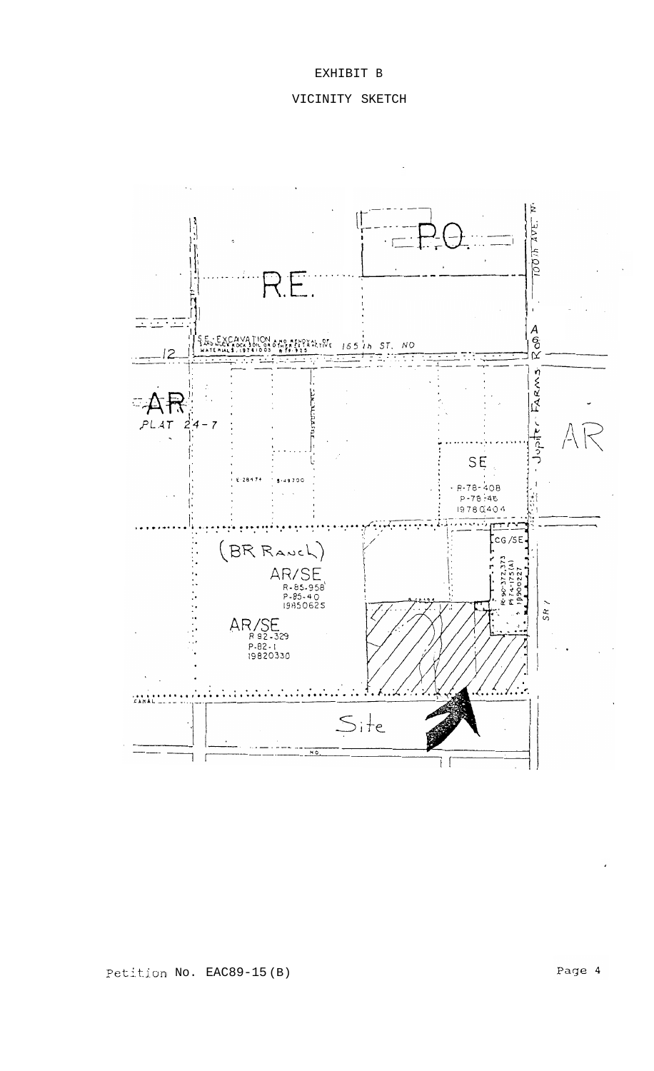EXHIBIT B

VICINITY SKETCH

P.O.

R.E.

100th AVE. N.

SE - EXCAVATION AND REMOVAL OF SAND, MUCK, ROCK, SOIL OR OTHER EXTRACTIVE MATERIALS 19741003 R-74-935

165th ST. NO

12

A OR

AR

PLAT 24-7

Jupiter Farms Rd

AR

SE

R-78-408
P-78-46
19780404

(BR Ranch)

CG/SE

AR/SE
R-85-958
P-85-40
19850625

R-90-372,373
P-74-175(A)
19900227

AR/SE
R-82-329
P-82-1
19820330

SR 7

CANAL

Site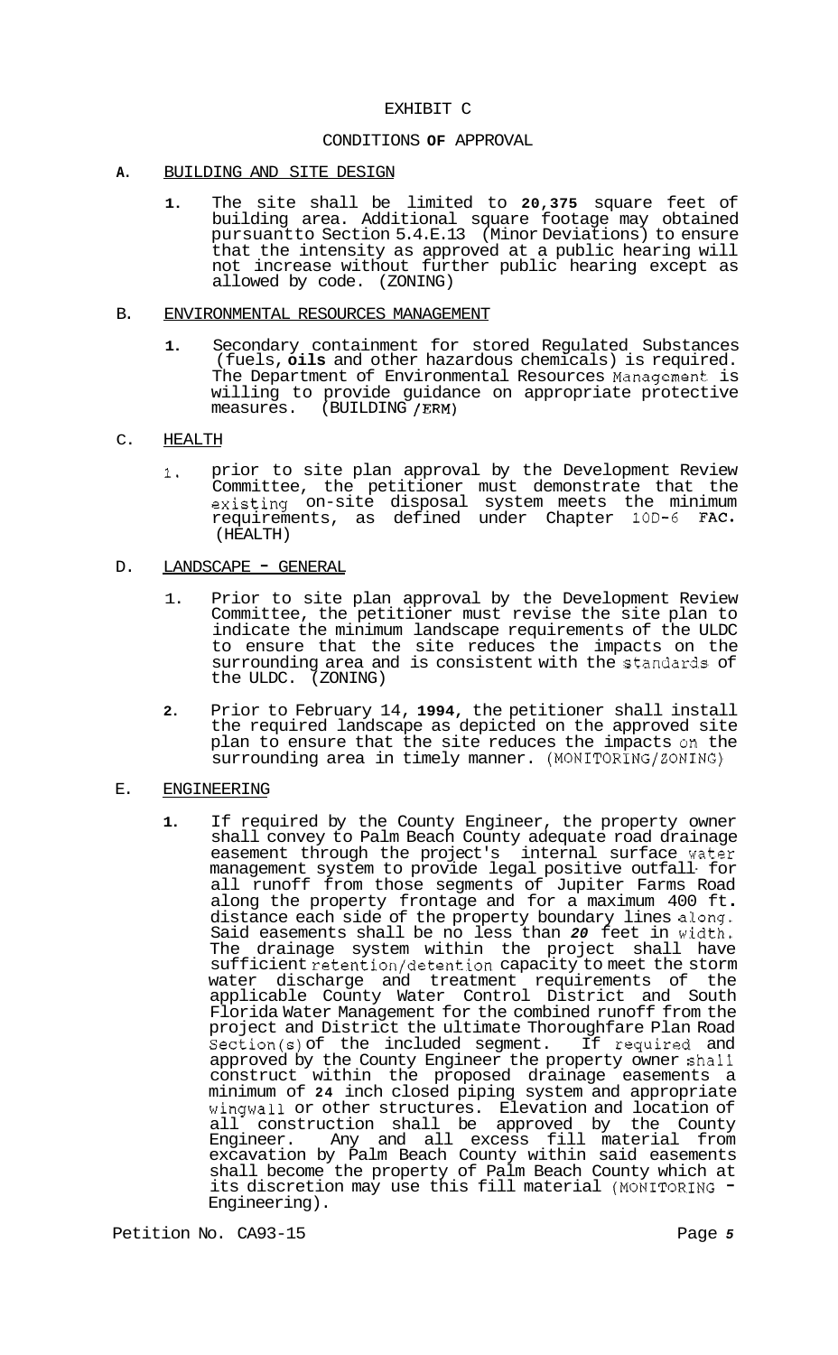# EXHIBIT C

## CONDITIONS OF APPROVAL

**A.** BUILDING AND SITE DESIGN

1. The site shall be limited to **20,375** square feet of building area. Additional square footage may obtained pursuant to Section 5.4.E.13 (Minor Deviations) to ensure that the intensity as approved at a public hearing will not increase without further public hearing except as allowed by code. (ZONING)

B. ENVIRONMENTAL RESOURCES MANAGEMENT

1. Secondary containment for stored Regulated Substances (fuels, **oils** and other hazardous chemicals) is required. The Department of Environmental Resources Management is willing to provide guidance on appropriate protective measures. (BUILDING /ERM)

C. HEALTH

1. prior to site plan approval by the Development Review Committee, the petitioner must demonstrate that the existing on-site disposal system meets the minimum requirements, as defined under Chapter 10D-6 FAC. (HEALTH)

D. LANDSCAPE - GENERAL

1. Prior to site plan approval by the Development Review Committee, the petitioner must revise the site plan to indicate the minimum landscape requirements of the ULDC to ensure that the site reduces the impacts on the surrounding area and is consistent with the standards of the ULDC. (ZONING)

2. Prior to February 14, **1994,** the petitioner shall install the required landscape as depicted on the approved site plan to ensure that the site reduces the impacts on the surrounding area in timely manner. (MONITORING/ZONING)

E. ENGINEERING

1. If required by the County Engineer, the property owner shall convey to Palm Beach County adequate road drainage easement through the project's internal surface water management system to provide legal positive outfall for all runoff from those segments of Jupiter Farms Road along the property frontage and for a maximum 400 ft. distance each side of the property boundary lines along. Said easements shall be no less than ***20*** feet in width. The drainage system within the project shall have sufficient retention/detention capacity to meet the storm water discharge and treatment requirements of the applicable County Water Control District and South Florida Water Management for the combined runoff from the project and District the ultimate Thoroughfare Plan Road Section(s) of the included segment. If required and approved by the County Engineer the property owner shall construct within the proposed drainage easements a minimum of **24** inch closed piping system and appropriate wingwall or other structures. Elevation and location of all construction shall be approved by the County Engineer. Any and all excess fill material from excavation by Palm Beach County within said easements shall become the property of Palm Beach County which at its discretion may use this fill material (MONITORING - Engineering).

Petition No. CA93-15